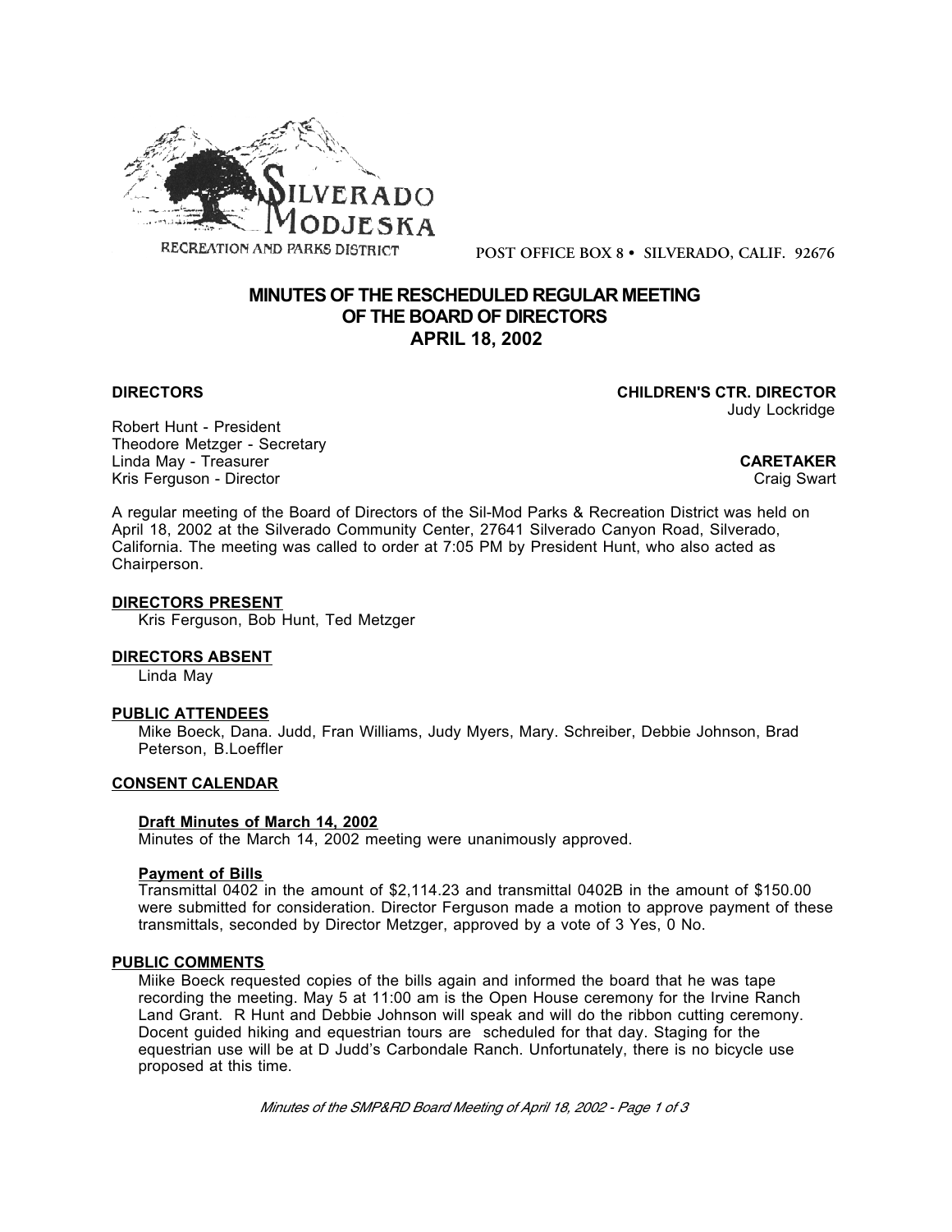SILVERADO MODJESKA
RECREATION AND PARKS DISTRICT

POST OFFICE BOX 8 • SILVERADO, CALIF. 92676

# MINUTES OF THE RESCHEDULED REGULAR MEETING OF THE BOARD OF DIRECTORS APRIL 18, 2002

**DIRECTORS**

Robert Hunt - President
Theodore Metzger - Secretary
Linda May - Treasurer
Kris Ferguson - Director

**CHILDREN'S CTR. DIRECTOR**
Judy Lockridge

**CARETAKER**
Craig Swart

A regular meeting of the Board of Directors of the Sil-Mod Parks & Recreation District was held on April 18, 2002 at the Silverado Community Center, 27641 Silverado Canyon Road, Silverado, California. The meeting was called to order at 7:05 PM by President Hunt, who also acted as Chairperson.

**DIRECTORS PRESENT**

Kris Ferguson, Bob Hunt, Ted Metzger

**DIRECTORS ABSENT**

Linda May

**PUBLIC ATTENDEES**

Mike Boeck, Dana. Judd, Fran Williams, Judy Myers, Mary. Schreiber, Debbie Johnson, Brad Peterson, B.Loeffler

**CONSENT CALENDAR**

**Draft Minutes of March 14, 2002**

Minutes of the March 14, 2002 meeting were unanimously approved.

**Payment of Bills**

Transmittal 0402 in the amount of $2,114.23 and transmittal 0402B in the amount of $150.00 were submitted for consideration. Director Ferguson made a motion to approve payment of these transmittals, seconded by Director Metzger, approved by a vote of 3 Yes, 0 No.

**PUBLIC COMMENTS**

Miike Boeck requested copies of the bills again and informed the board that he was tape recording the meeting. May 5 at 11:00 am is the Open House ceremony for the Irvine Ranch Land Grant. R Hunt and Debbie Johnson will speak and will do the ribbon cutting ceremony. Docent guided hiking and equestrian tours are scheduled for that day. Staging for the equestrian use will be at D Judd's Carbondale Ranch. Unfortunately, there is no bicycle use proposed at this time.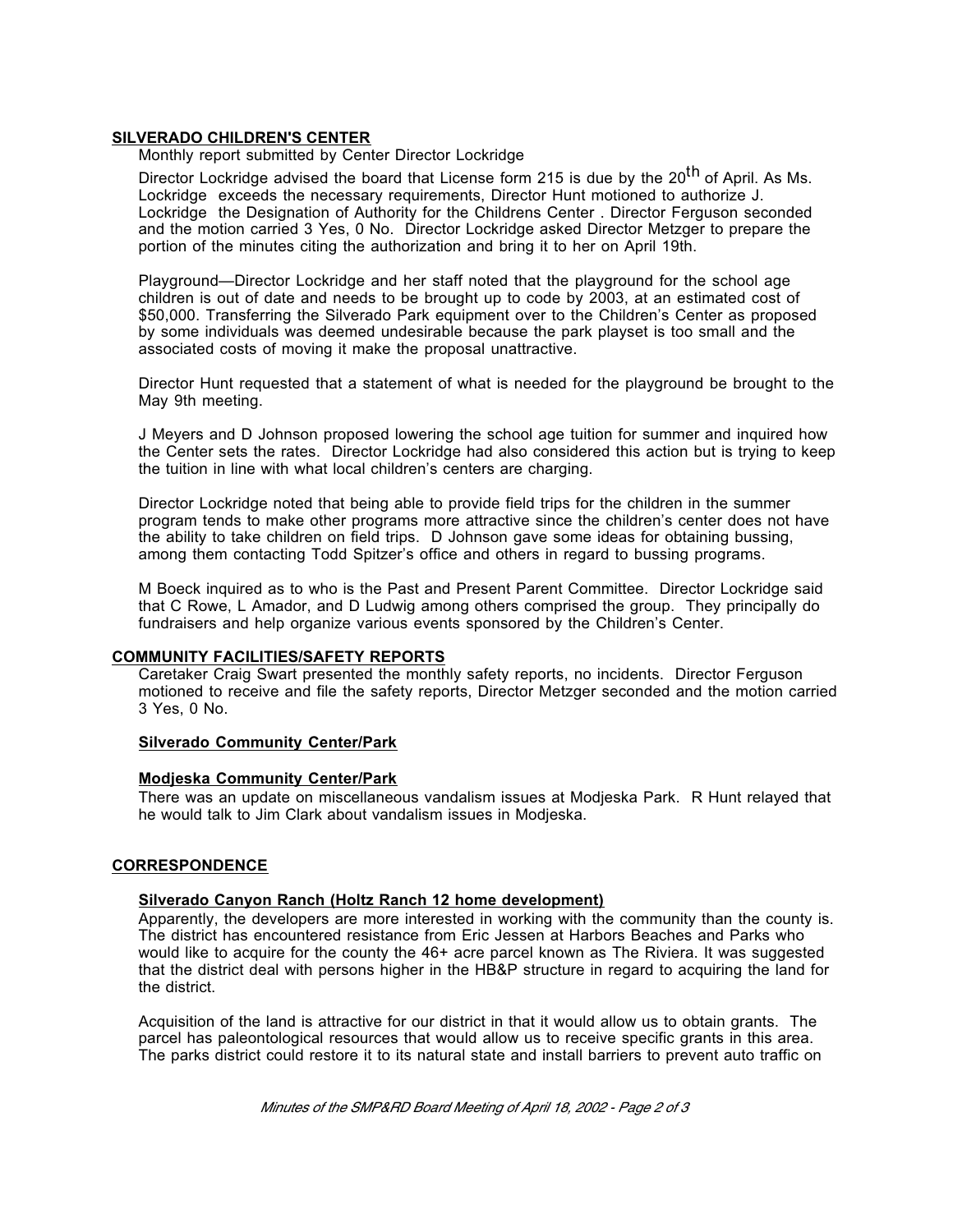## **SILVERADO CHILDREN'S CENTER**

Monthly report submitted by Center Director Lockridge

Director Lockridge advised the board that License form 215 is due by the 20th of April. As Ms. Lockridge exceeds the necessary requirements, Director Hunt motioned to authorize J. Lockridge the Designation of Authority for the Childrens Center . Director Ferguson seconded and the motion carried 3 Yes, 0 No. Director Lockridge asked Director Metzger to prepare the portion of the minutes citing the authorization and bring it to her on April 19th.

Playground—Director Lockridge and her staff noted that the playground for the school age children is out of date and needs to be brought up to code by 2003, at an estimated cost of $50,000. Transferring the Silverado Park equipment over to the Children's Center as proposed by some individuals was deemed undesirable because the park playset is too small and the associated costs of moving it make the proposal unattractive.

Director Hunt requested that a statement of what is needed for the playground be brought to the May 9th meeting.

J Meyers and D Johnson proposed lowering the school age tuition for summer and inquired how the Center sets the rates. Director Lockridge had also considered this action but is trying to keep the tuition in line with what local children's centers are charging.

Director Lockridge noted that being able to provide field trips for the children in the summer program tends to make other programs more attractive since the children's center does not have the ability to take children on field trips. D Johnson gave some ideas for obtaining bussing, among them contacting Todd Spitzer's office and others in regard to bussing programs.

M Boeck inquired as to who is the Past and Present Parent Committee. Director Lockridge said that C Rowe, L Amador, and D Ludwig among others comprised the group. They principally do fundraisers and help organize various events sponsored by the Children's Center.

## **COMMUNITY FACILITIES/SAFETY REPORTS**

Caretaker Craig Swart presented the monthly safety reports, no incidents. Director Ferguson motioned to receive and file the safety reports, Director Metzger seconded and the motion carried 3 Yes, 0 No.

### **Silverado Community Center/Park**

### **Modjeska Community Center/Park**

There was an update on miscellaneous vandalism issues at Modjeska Park. R Hunt relayed that he would talk to Jim Clark about vandalism issues in Modjeska.

## **CORRESPONDENCE**

### **Silverado Canyon Ranch (Holtz Ranch 12 home development)**

Apparently, the developers are more interested in working with the community than the county is. The district has encountered resistance from Eric Jessen at Harbors Beaches and Parks who would like to acquire for the county the 46+ acre parcel known as The Riviera. It was suggested that the district deal with persons higher in the HB&P structure in regard to acquiring the land for the district.

Acquisition of the land is attractive for our district in that it would allow us to obtain grants. The parcel has paleontological resources that would allow us to receive specific grants in this area. The parks district could restore it to its natural state and install barriers to prevent auto traffic on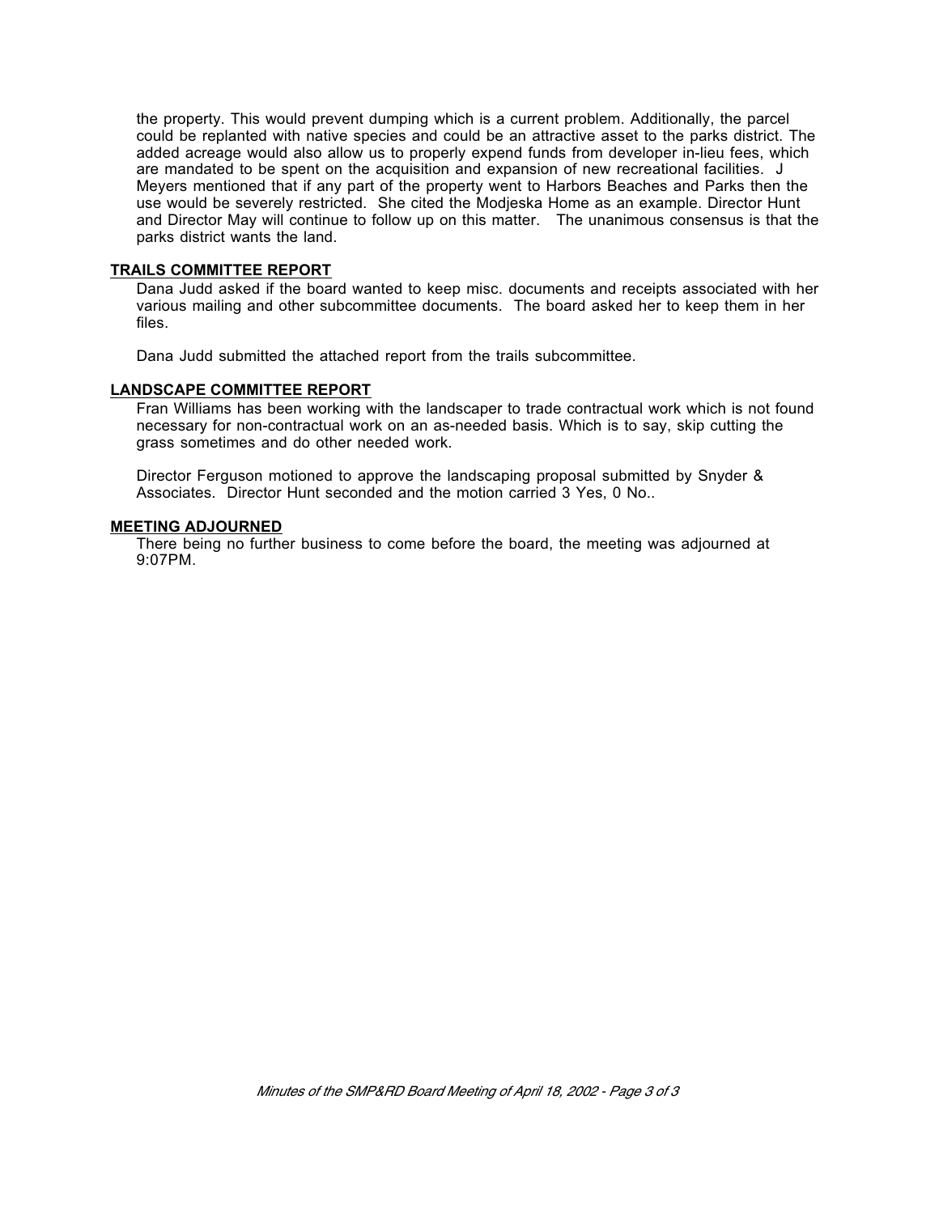the property. This would prevent dumping which is a current problem. Additionally, the parcel could be replanted with native species and could be an attractive asset to the parks district. The added acreage would also allow us to properly expend funds from developer in-lieu fees, which are mandated to be spent on the acquisition and expansion of new recreational facilities. J Meyers mentioned that if any part of the property went to Harbors Beaches and Parks then the use would be severely restricted. She cited the Modjeska Home as an example. Director Hunt and Director May will continue to follow up on this matter. The unanimous consensus is that the parks district wants the land.

**TRAILS COMMITTEE REPORT**

Dana Judd asked if the board wanted to keep misc. documents and receipts associated with her various mailing and other subcommittee documents. The board asked her to keep them in her files.

Dana Judd submitted the attached report from the trails subcommittee.

**LANDSCAPE COMMITTEE REPORT**

Fran Williams has been working with the landscaper to trade contractual work which is not found necessary for non-contractual work on an as-needed basis. Which is to say, skip cutting the grass sometimes and do other needed work.

Director Ferguson motioned to approve the landscaping proposal submitted by Snyder & Associates. Director Hunt seconded and the motion carried 3 Yes, 0 No..

**MEETING ADJOURNED**

There being no further business to come before the board, the meeting was adjourned at 9:07PM.